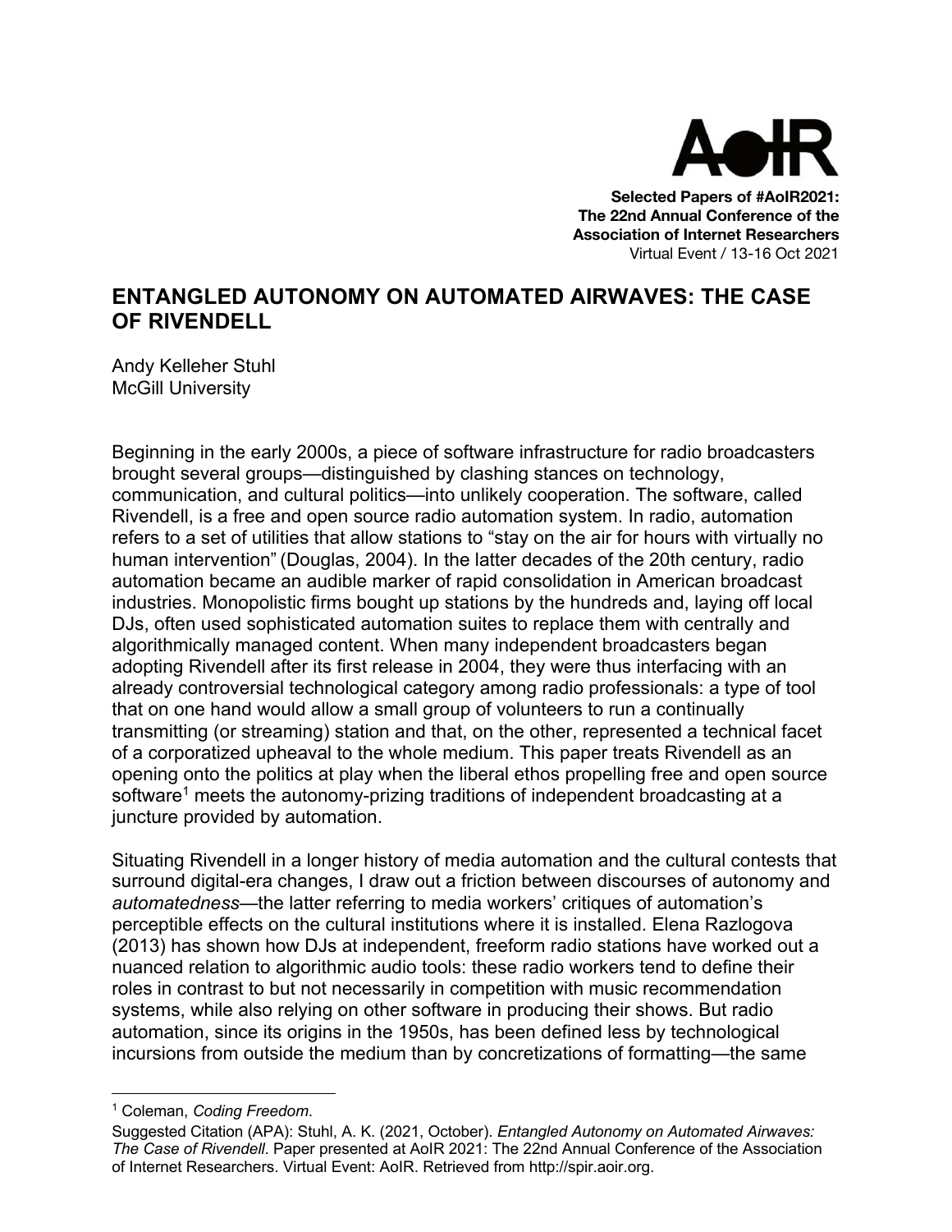Selected Papers of #AoIR2021:
The 22nd Annual Conference of the
Association of Internet Researchers
Virtual Event / 13-16 Oct 2021

# ENTANGLED AUTONOMY ON AUTOMATED AIRWAVES: THE CASE OF RIVENDELL

Andy Kelleher Stuhl
McGill University

Beginning in the early 2000s, a piece of software infrastructure for radio broadcasters brought several groups—distinguished by clashing stances on technology, communication, and cultural politics—into unlikely cooperation. The software, called Rivendell, is a free and open source radio automation system. In radio, automation refers to a set of utilities that allow stations to "stay on the air for hours with virtually no human intervention" (Douglas, 2004). In the latter decades of the 20th century, radio automation became an audible marker of rapid consolidation in American broadcast industries. Monopolistic firms bought up stations by the hundreds and, laying off local DJs, often used sophisticated automation suites to replace them with centrally and algorithmically managed content. When many independent broadcasters began adopting Rivendell after its first release in 2004, they were thus interfacing with an already controversial technological category among radio professionals: a type of tool that on one hand would allow a small group of volunteers to run a continually transmitting (or streaming) station and that, on the other, represented a technical facet of a corporatized upheaval to the whole medium. This paper treats Rivendell as an opening onto the politics at play when the liberal ethos propelling free and open source software[1] meets the autonomy-prizing traditions of independent broadcasting at a juncture provided by automation.

Situating Rivendell in a longer history of media automation and the cultural contests that surround digital-era changes, I draw out a friction between discourses of autonomy and *automatedness*—the latter referring to media workers' critiques of automation's perceptible effects on the cultural institutions where it is installed. Elena Razlogova (2013) has shown how DJs at independent, freeform radio stations have worked out a nuanced relation to algorithmic audio tools: these radio workers tend to define their roles in contrast to but not necessarily in competition with music recommendation systems, while also relying on other software in producing their shows. But radio automation, since its origins in the 1950s, has been defined less by technological incursions from outside the medium than by concretizations of formatting—the same

[1] Coleman, *Coding Freedom*.

Suggested Citation (APA): Stuhl, A. K. (2021, October). *Entangled Autonomy on Automated Airwaves: The Case of Rivendell*. Paper presented at AoIR 2021: The 22nd Annual Conference of the Association of Internet Researchers. Virtual Event: AoIR. Retrieved from http://spir.aoir.org.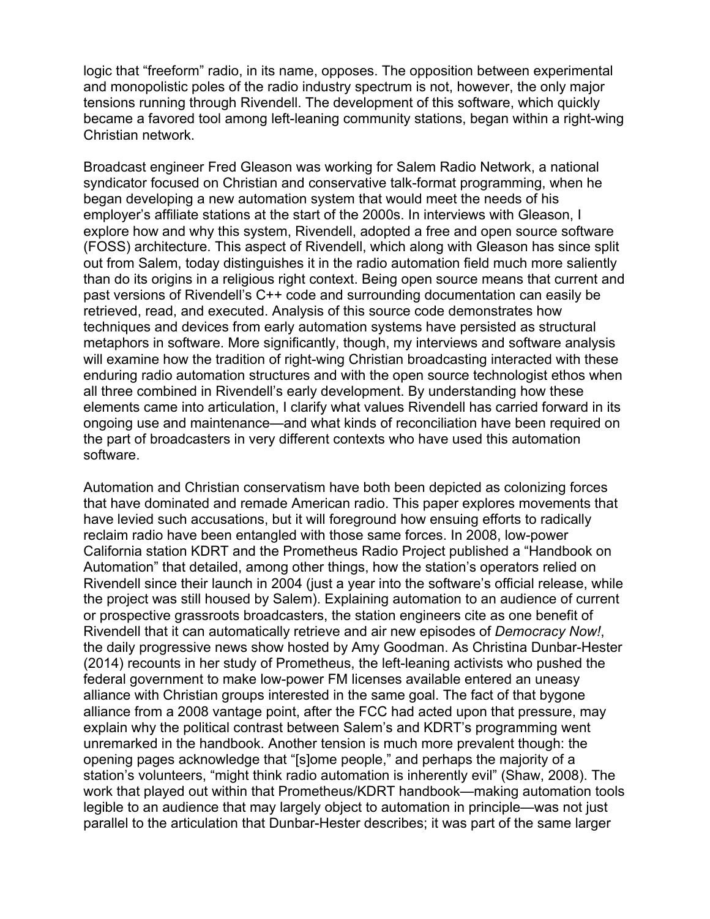logic that "freeform" radio, in its name, opposes. The opposition between experimental and monopolistic poles of the radio industry spectrum is not, however, the only major tensions running through Rivendell. The development of this software, which quickly became a favored tool among left-leaning community stations, began within a right-wing Christian network.

Broadcast engineer Fred Gleason was working for Salem Radio Network, a national syndicator focused on Christian and conservative talk-format programming, when he began developing a new automation system that would meet the needs of his employer's affiliate stations at the start of the 2000s. In interviews with Gleason, I explore how and why this system, Rivendell, adopted a free and open source software (FOSS) architecture. This aspect of Rivendell, which along with Gleason has since split out from Salem, today distinguishes it in the radio automation field much more saliently than do its origins in a religious right context. Being open source means that current and past versions of Rivendell's C++ code and surrounding documentation can easily be retrieved, read, and executed. Analysis of this source code demonstrates how techniques and devices from early automation systems have persisted as structural metaphors in software. More significantly, though, my interviews and software analysis will examine how the tradition of right-wing Christian broadcasting interacted with these enduring radio automation structures and with the open source technologist ethos when all three combined in Rivendell's early development. By understanding how these elements came into articulation, I clarify what values Rivendell has carried forward in its ongoing use and maintenance—and what kinds of reconciliation have been required on the part of broadcasters in very different contexts who have used this automation software.

Automation and Christian conservatism have both been depicted as colonizing forces that have dominated and remade American radio. This paper explores movements that have levied such accusations, but it will foreground how ensuing efforts to radically reclaim radio have been entangled with those same forces. In 2008, low-power California station KDRT and the Prometheus Radio Project published a "Handbook on Automation" that detailed, among other things, how the station's operators relied on Rivendell since their launch in 2004 (just a year into the software's official release, while the project was still housed by Salem). Explaining automation to an audience of current or prospective grassroots broadcasters, the station engineers cite as one benefit of Rivendell that it can automatically retrieve and air new episodes of *Democracy Now!*, the daily progressive news show hosted by Amy Goodman. As Christina Dunbar-Hester (2014) recounts in her study of Prometheus, the left-leaning activists who pushed the federal government to make low-power FM licenses available entered an uneasy alliance with Christian groups interested in the same goal. The fact of that bygone alliance from a 2008 vantage point, after the FCC had acted upon that pressure, may explain why the political contrast between Salem's and KDRT's programming went unremarked in the handbook. Another tension is much more prevalent though: the opening pages acknowledge that "[s]ome people," and perhaps the majority of a station's volunteers, "might think radio automation is inherently evil" (Shaw, 2008). The work that played out within that Prometheus/KDRT handbook—making automation tools legible to an audience that may largely object to automation in principle—was not just parallel to the articulation that Dunbar-Hester describes; it was part of the same larger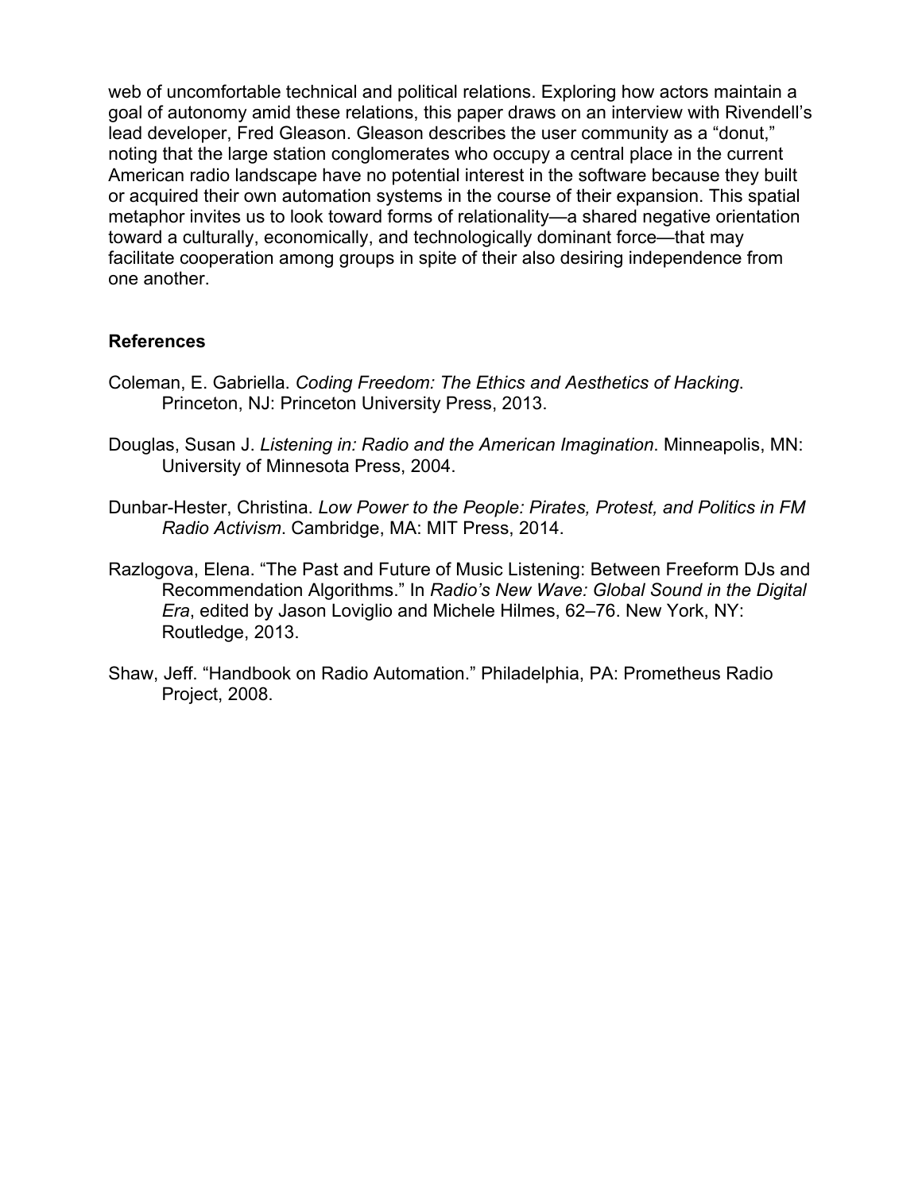web of uncomfortable technical and political relations. Exploring how actors maintain a goal of autonomy amid these relations, this paper draws on an interview with Rivendell's lead developer, Fred Gleason. Gleason describes the user community as a "donut," noting that the large station conglomerates who occupy a central place in the current American radio landscape have no potential interest in the software because they built or acquired their own automation systems in the course of their expansion. This spatial metaphor invites us to look toward forms of relationality—a shared negative orientation toward a culturally, economically, and technologically dominant force—that may facilitate cooperation among groups in spite of their also desiring independence from one another.

**References**

Coleman, E. Gabriella. *Coding Freedom: The Ethics and Aesthetics of Hacking*. Princeton, NJ: Princeton University Press, 2013.

Douglas, Susan J. *Listening in: Radio and the American Imagination*. Minneapolis, MN: University of Minnesota Press, 2004.

Dunbar-Hester, Christina. *Low Power to the People: Pirates, Protest, and Politics in FM Radio Activism*. Cambridge, MA: MIT Press, 2014.

Razlogova, Elena. "The Past and Future of Music Listening: Between Freeform DJs and Recommendation Algorithms." In *Radio's New Wave: Global Sound in the Digital Era*, edited by Jason Loviglio and Michele Hilmes, 62–76. New York, NY: Routledge, 2013.

Shaw, Jeff. "Handbook on Radio Automation." Philadelphia, PA: Prometheus Radio Project, 2008.